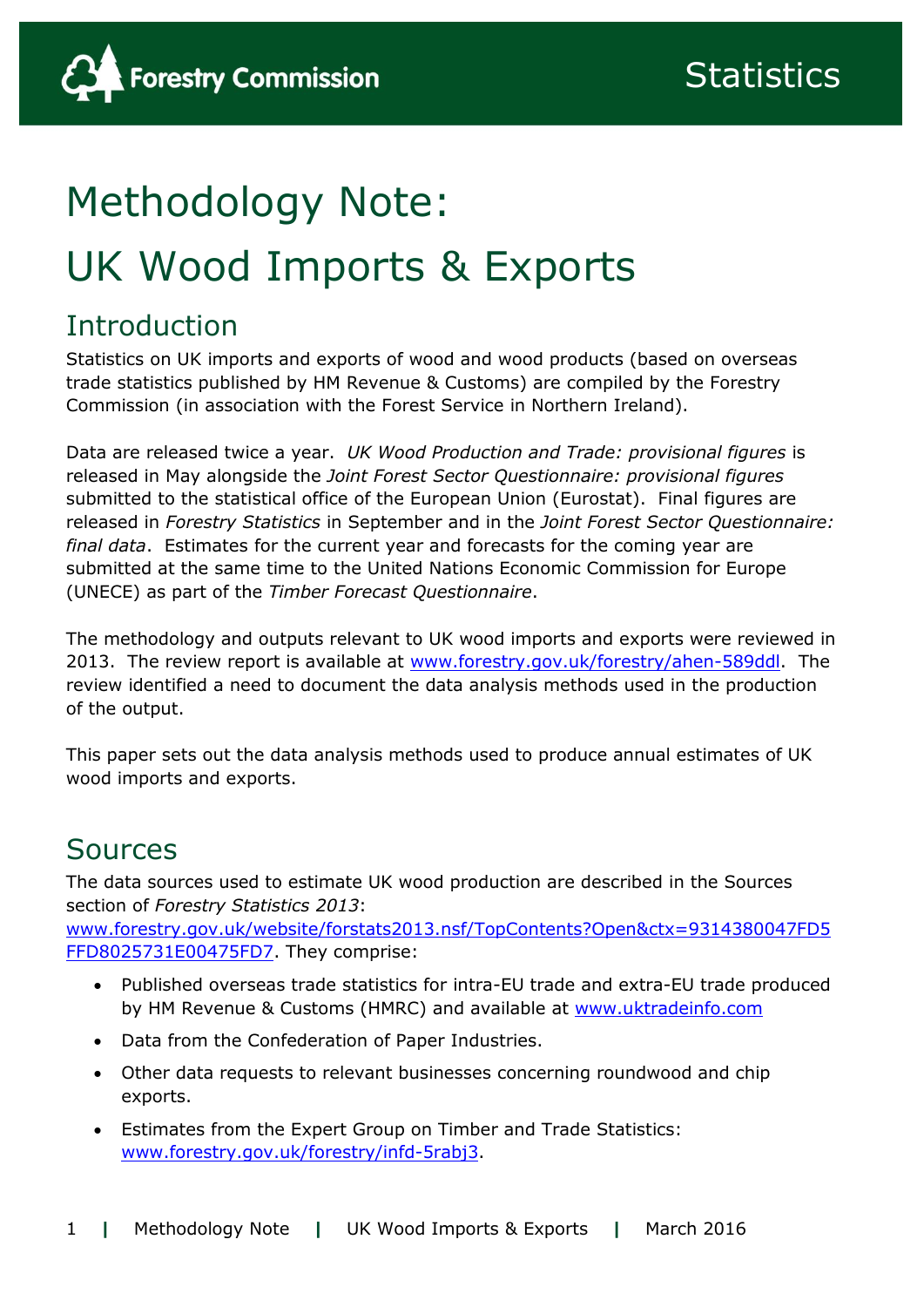# Methodology Note: UK Wood Imports & Exports

## Introduction

Statistics on UK imports and exports of wood and wood products (based on overseas trade statistics published by HM Revenue & Customs) are compiled by the Forestry Commission (in association with the Forest Service in Northern Ireland).

Data are released twice a year. *UK Wood Production and Trade: provisional figures* is released in May alongside the *Joint Forest Sector Questionnaire: provisional figures* submitted to the statistical office of the European Union (Eurostat). Final figures are released in *Forestry Statistics* in September and in the *Joint Forest Sector Questionnaire: final data*. Estimates for the current year and forecasts for the coming year are submitted at the same time to the United Nations Economic Commission for Europe (UNECE) as part of the *Timber Forecast Questionnaire*.

The methodology and outputs relevant to UK wood imports and exports were reviewed in 2013. The review report is available at www.forestry.gov.uk/forestry/ahen-589ddl. The review identified a need to document the data analysis methods used in the production of the output.

This paper sets out the data analysis methods used to produce annual estimates of UK wood imports and exports.

## Sources

The data sources used to estimate UK wood production are described in the Sources section of *Forestry Statistics 2013*: www.forestry.gov.uk/website/forstats2013.nsf/TopContents?Open&ctx=9314380047FD5FFD8025731E00475FD7. They comprise:

- Published overseas trade statistics for intra-EU trade and extra-EU trade produced by HM Revenue & Customs (HMRC) and available at www.uktradeinfo.com
- Data from the Confederation of Paper Industries.
- Other data requests to relevant businesses concerning roundwood and chip exports.
- Estimates from the Expert Group on Timber and Trade Statistics: www.forestry.gov.uk/forestry/infd-5rabj3.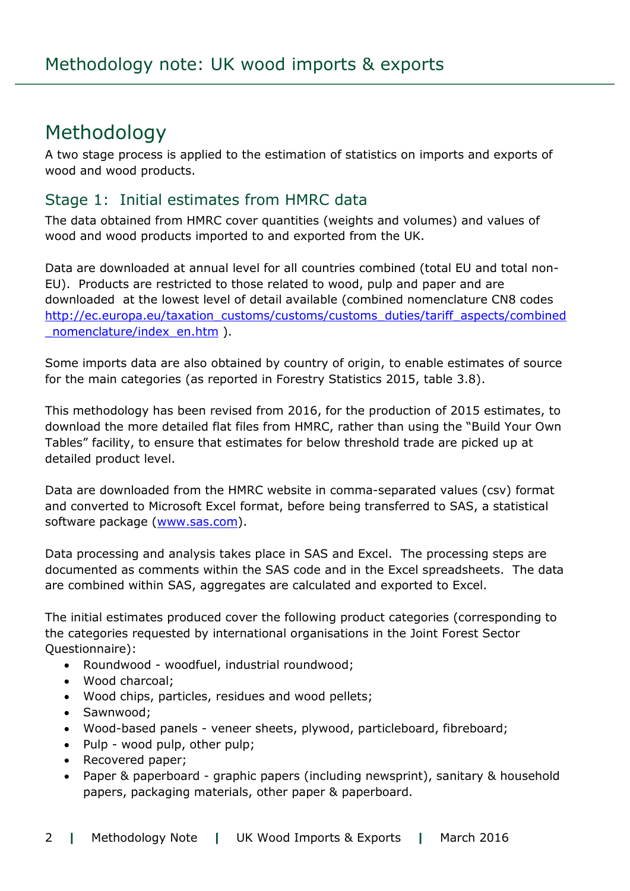# Methodology note: UK wood imports & exports

## Methodology

A two stage process is applied to the estimation of statistics on imports and exports of wood and wood products.

### Stage 1: Initial estimates from HMRC data

The data obtained from HMRC cover quantities (weights and volumes) and values of wood and wood products imported to and exported from the UK.

Data are downloaded at annual level for all countries combined (total EU and total non-EU). Products are restricted to those related to wood, pulp and paper and are downloaded at the lowest level of detail available (combined nomenclature CN8 codes http://ec.europa.eu/taxation_customs/customs/customs_duties/tariff_aspects/combined_nomenclature/index_en.htm ).

Some imports data are also obtained by country of origin, to enable estimates of source for the main categories (as reported in Forestry Statistics 2015, table 3.8).

This methodology has been revised from 2016, for the production of 2015 estimates, to download the more detailed flat files from HMRC, rather than using the "Build Your Own Tables" facility, to ensure that estimates for below threshold trade are picked up at detailed product level.

Data are downloaded from the HMRC website in comma-separated values (csv) format and converted to Microsoft Excel format, before being transferred to SAS, a statistical software package (www.sas.com).

Data processing and analysis takes place in SAS and Excel. The processing steps are documented as comments within the SAS code and in the Excel spreadsheets. The data are combined within SAS, aggregates are calculated and exported to Excel.

The initial estimates produced cover the following product categories (corresponding to the categories requested by international organisations in the Joint Forest Sector Questionnaire):

- Roundwood - woodfuel, industrial roundwood;
- Wood charcoal;
- Wood chips, particles, residues and wood pellets;
- Sawnwood;
- Wood-based panels - veneer sheets, plywood, particleboard, fibreboard;
- Pulp - wood pulp, other pulp;
- Recovered paper;
- Paper & paperboard - graphic papers (including newsprint), sanitary & household papers, packaging materials, other paper & paperboard.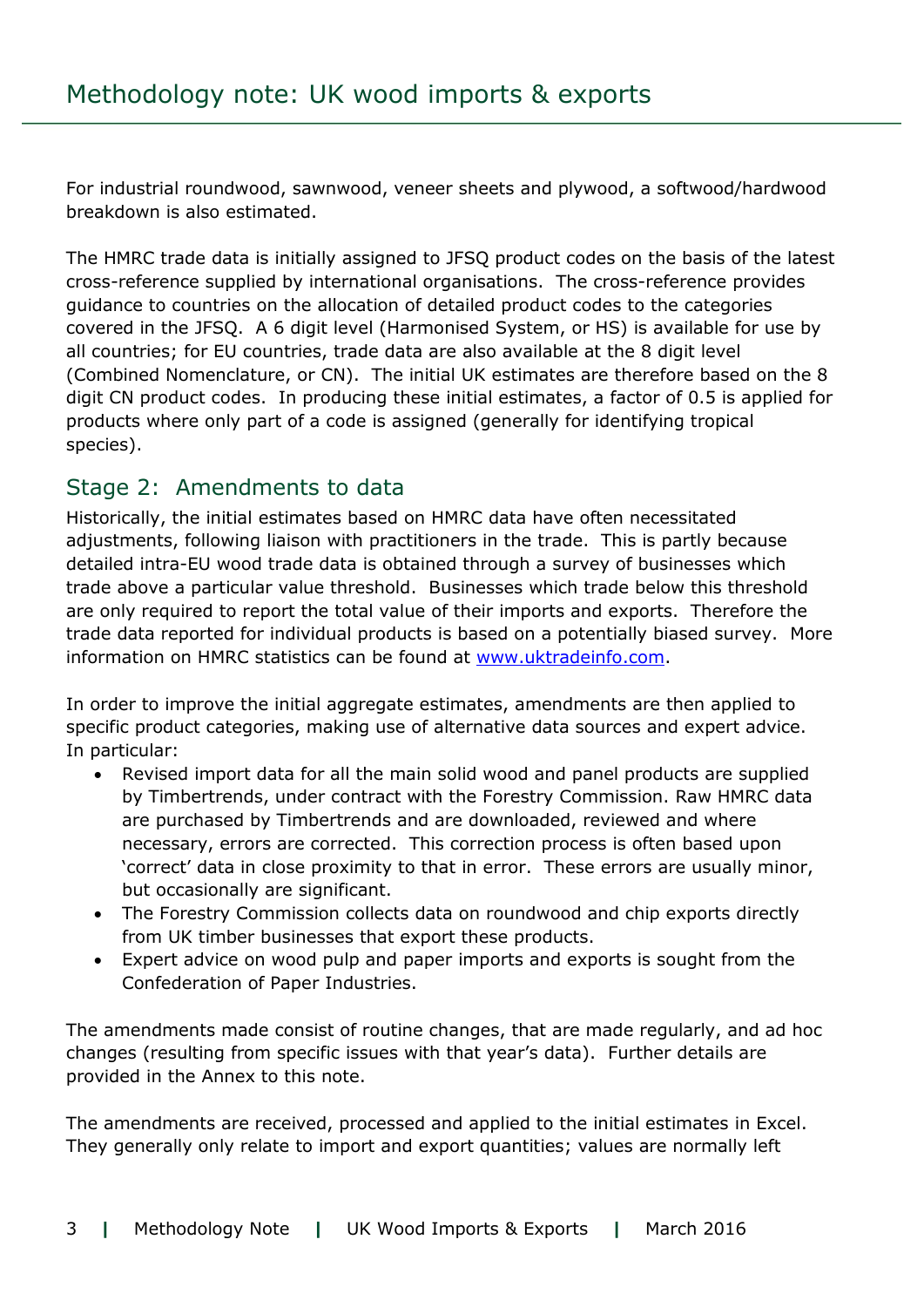For industrial roundwood, sawnwood, veneer sheets and plywood, a softwood/hardwood breakdown is also estimated.

The HMRC trade data is initially assigned to JFSQ product codes on the basis of the latest cross-reference supplied by international organisations. The cross-reference provides guidance to countries on the allocation of detailed product codes to the categories covered in the JFSQ. A 6 digit level (Harmonised System, or HS) is available for use by all countries; for EU countries, trade data are also available at the 8 digit level (Combined Nomenclature, or CN). The initial UK estimates are therefore based on the 8 digit CN product codes. In producing these initial estimates, a factor of 0.5 is applied for products where only part of a code is assigned (generally for identifying tropical species).

## Stage 2: Amendments to data

Historically, the initial estimates based on HMRC data have often necessitated adjustments, following liaison with practitioners in the trade. This is partly because detailed intra-EU wood trade data is obtained through a survey of businesses which trade above a particular value threshold. Businesses which trade below this threshold are only required to report the total value of their imports and exports. Therefore the trade data reported for individual products is based on a potentially biased survey. More information on HMRC statistics can be found at www.uktradeinfo.com.

In order to improve the initial aggregate estimates, amendments are then applied to specific product categories, making use of alternative data sources and expert advice. In particular:

- Revised import data for all the main solid wood and panel products are supplied by Timbertrends, under contract with the Forestry Commission. Raw HMRC data are purchased by Timbertrends and are downloaded, reviewed and where necessary, errors are corrected. This correction process is often based upon 'correct' data in close proximity to that in error. These errors are usually minor, but occasionally are significant.
- The Forestry Commission collects data on roundwood and chip exports directly from UK timber businesses that export these products.
- Expert advice on wood pulp and paper imports and exports is sought from the Confederation of Paper Industries.

The amendments made consist of routine changes, that are made regularly, and ad hoc changes (resulting from specific issues with that year's data). Further details are provided in the Annex to this note.

The amendments are received, processed and applied to the initial estimates in Excel. They generally only relate to import and export quantities; values are normally left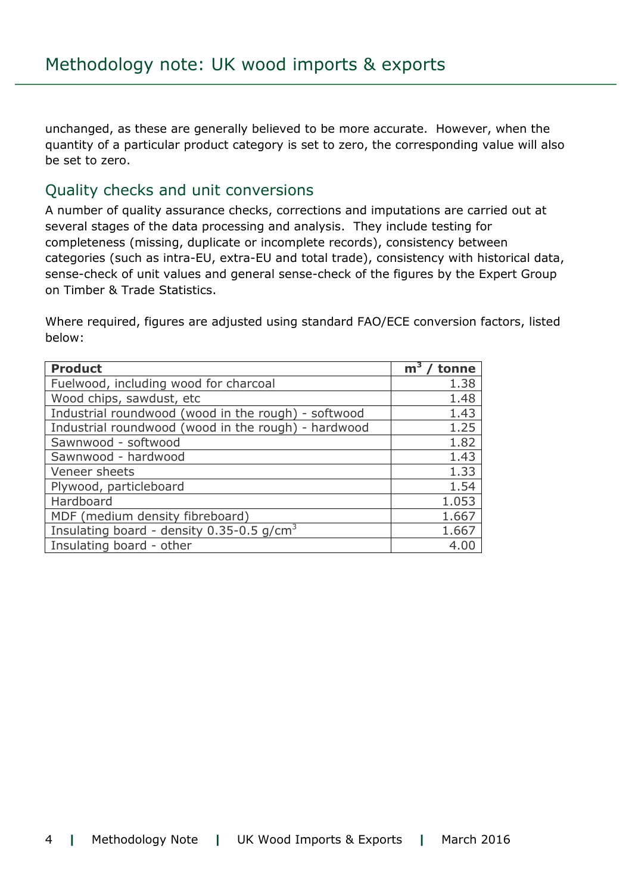unchanged, as these are generally believed to be more accurate. However, when the quantity of a particular product category is set to zero, the corresponding value will also be set to zero.

## Quality checks and unit conversions

A number of quality assurance checks, corrections and imputations are carried out at several stages of the data processing and analysis. They include testing for completeness (missing, duplicate or incomplete records), consistency between categories (such as intra-EU, extra-EU and total trade), consistency with historical data, sense-check of unit values and general sense-check of the figures by the Expert Group on Timber & Trade Statistics.

Where required, figures are adjusted using standard FAO/ECE conversion factors, listed below:

| **Product** | **$m^3$ / tonne** |
|---|---:|
| Fuelwood, including wood for charcoal | 1.38 |
| Wood chips, sawdust, etc | 1.48 |
| Industrial roundwood (wood in the rough) - softwood | 1.43 |
| Industrial roundwood (wood in the rough) - hardwood | 1.25 |
| Sawnwood - softwood | 1.82 |
| Sawnwood - hardwood | 1.43 |
| Veneer sheets | 1.33 |
| Plywood, particleboard | 1.54 |
| Hardboard | 1.053 |
| MDF (medium density fibreboard) | 1.667 |
| Insulating board - density 0.35-0.5 $g/cm^3$ | 1.667 |
| Insulating board - other | 4.00 |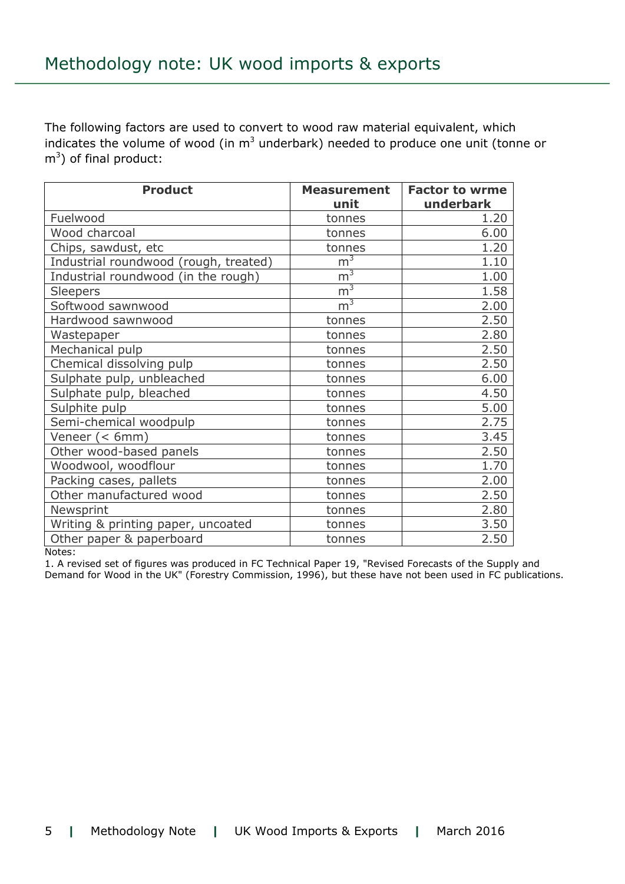# Methodology note: UK wood imports & exports

The following factors are used to convert to wood raw material equivalent, which indicates the volume of wood (in $m^3$ underbark) needed to produce one unit (tonne or $m^3$) of final product:

| Product | Measurement unit | Factor to wrme underbark |
|---|---|---|
| Fuelwood | tonnes | 1.20 |
| Wood charcoal | tonnes | 6.00 |
| Chips, sawdust, etc | tonnes | 1.20 |
| Industrial roundwood (rough, treated) | $m^3$ | 1.10 |
| Industrial roundwood (in the rough) | $m^3$ | 1.00 |
| Sleepers | $m^3$ | 1.58 |
| Softwood sawnwood | $m^3$ | 2.00 |
| Hardwood sawnwood | tonnes | 2.50 |
| Wastepaper | tonnes | 2.80 |
| Mechanical pulp | tonnes | 2.50 |
| Chemical dissolving pulp | tonnes | 2.50 |
| Sulphate pulp, unbleached | tonnes | 6.00 |
| Sulphate pulp, bleached | tonnes | 4.50 |
| Sulphite pulp | tonnes | 5.00 |
| Semi-chemical woodpulp | tonnes | 2.75 |
| Veneer (< 6mm) | tonnes | 3.45 |
| Other wood-based panels | tonnes | 2.50 |
| Woodwool, woodflour | tonnes | 1.70 |
| Packing cases, pallets | tonnes | 2.00 |
| Other manufactured wood | tonnes | 2.50 |
| Newsprint | tonnes | 2.80 |
| Writing & printing paper, uncoated | tonnes | 3.50 |
| Other paper & paperboard | tonnes | 2.50 |

Notes:

1. A revised set of figures was produced in FC Technical Paper 19, "Revised Forecasts of the Supply and Demand for Wood in the UK" (Forestry Commission, 1996), but these have not been used in FC publications.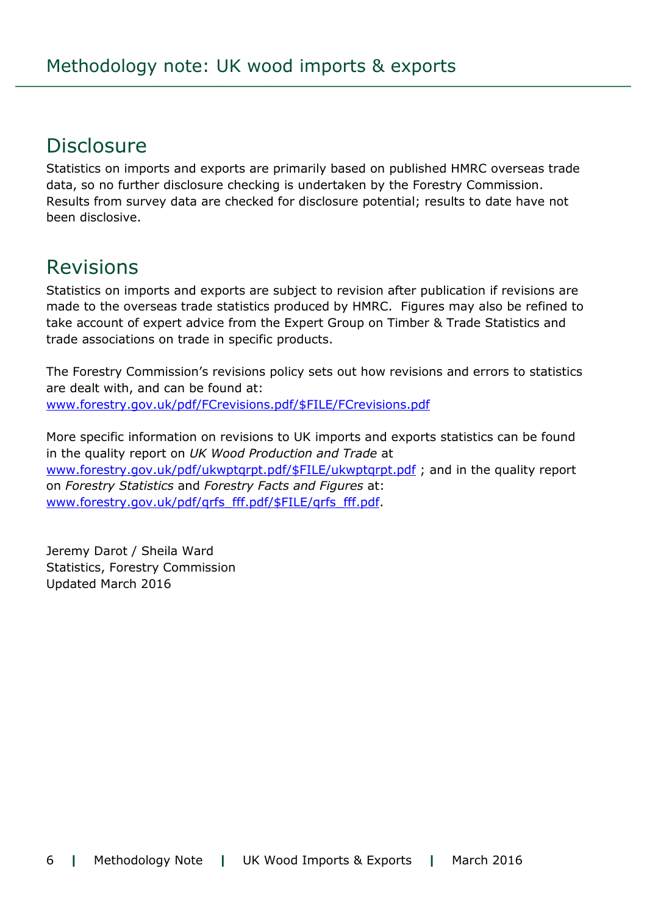## Disclosure

Statistics on imports and exports are primarily based on published HMRC overseas trade data, so no further disclosure checking is undertaken by the Forestry Commission. Results from survey data are checked for disclosure potential; results to date have not been disclosive.

## Revisions

Statistics on imports and exports are subject to revision after publication if revisions are made to the overseas trade statistics produced by HMRC.  Figures may also be refined to take account of expert advice from the Expert Group on Timber & Trade Statistics and trade associations on trade in specific products.

The Forestry Commission's revisions policy sets out how revisions and errors to statistics are dealt with, and can be found at:
www.forestry.gov.uk/pdf/FCrevisions.pdf/$FILE/FCrevisions.pdf

More specific information on revisions to UK imports and exports statistics can be found in the quality report on *UK Wood Production and Trade* at www.forestry.gov.uk/pdf/ukwptqrpt.pdf/$FILE/ukwptqrpt.pdf ; and in the quality report on *Forestry Statistics* and *Forestry Facts and Figures* at: www.forestry.gov.uk/pdf/qrfs_fff.pdf/$FILE/qrfs_fff.pdf.

Jeremy Darot / Sheila Ward
Statistics, Forestry Commission
Updated March 2016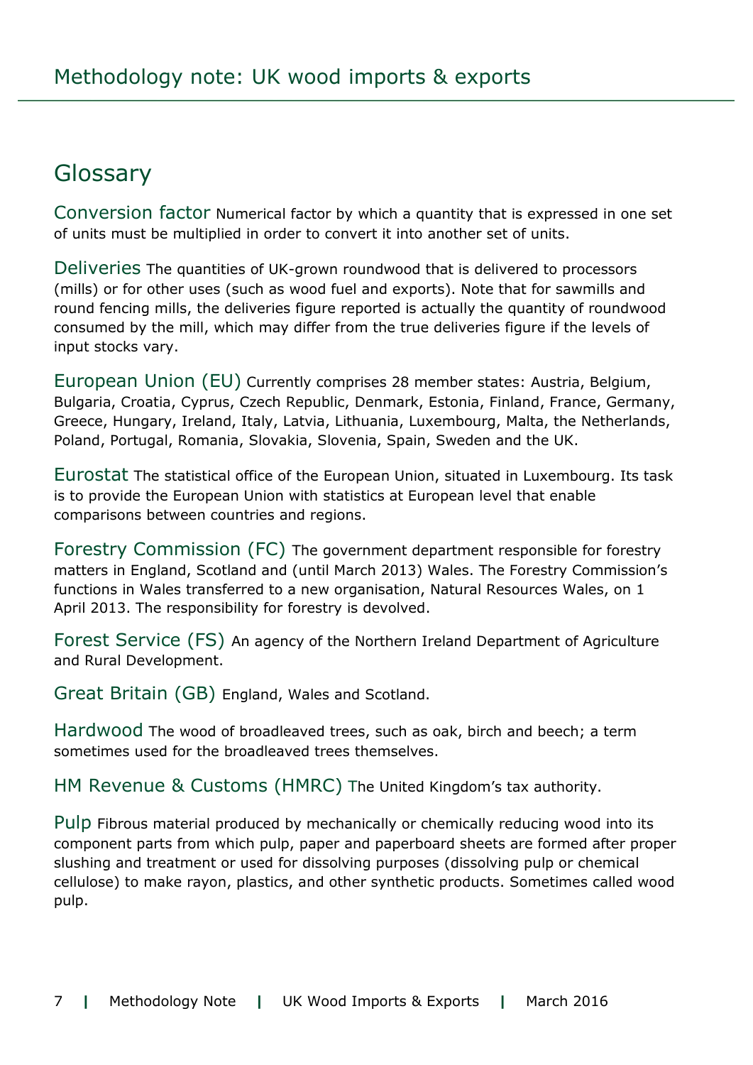## Glossary

**Conversion factor** Numerical factor by which a quantity that is expressed in one set of units must be multiplied in order to convert it into another set of units.

**Deliveries** The quantities of UK-grown roundwood that is delivered to processors (mills) or for other uses (such as wood fuel and exports). Note that for sawmills and round fencing mills, the deliveries figure reported is actually the quantity of roundwood consumed by the mill, which may differ from the true deliveries figure if the levels of input stocks vary.

**European Union (EU)** Currently comprises 28 member states: Austria, Belgium, Bulgaria, Croatia, Cyprus, Czech Republic, Denmark, Estonia, Finland, France, Germany, Greece, Hungary, Ireland, Italy, Latvia, Lithuania, Luxembourg, Malta, the Netherlands, Poland, Portugal, Romania, Slovakia, Slovenia, Spain, Sweden and the UK.

**Eurostat** The statistical office of the European Union, situated in Luxembourg. Its task is to provide the European Union with statistics at European level that enable comparisons between countries and regions.

**Forestry Commission (FC)** The government department responsible for forestry matters in England, Scotland and (until March 2013) Wales. The Forestry Commission's functions in Wales transferred to a new organisation, Natural Resources Wales, on 1 April 2013. The responsibility for forestry is devolved.

**Forest Service (FS)** An agency of the Northern Ireland Department of Agriculture and Rural Development.

**Great Britain (GB)** England, Wales and Scotland.

**Hardwood** The wood of broadleaved trees, such as oak, birch and beech; a term sometimes used for the broadleaved trees themselves.

**HM Revenue & Customs (HMRC)** The United Kingdom's tax authority.

**Pulp** Fibrous material produced by mechanically or chemically reducing wood into its component parts from which pulp, paper and paperboard sheets are formed after proper slushing and treatment or used for dissolving purposes (dissolving pulp or chemical cellulose) to make rayon, plastics, and other synthetic products. Sometimes called wood pulp.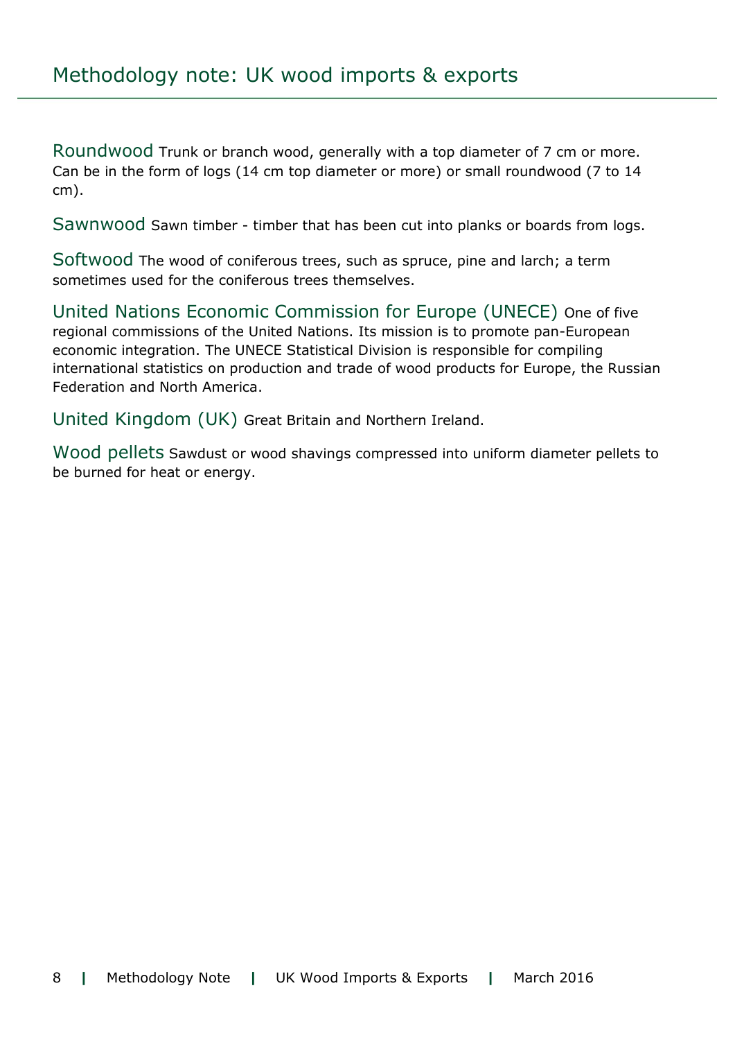**Roundwood** Trunk or branch wood, generally with a top diameter of 7 cm or more. Can be in the form of logs (14 cm top diameter or more) or small roundwood (7 to 14 cm).

**Sawnwood** Sawn timber - timber that has been cut into planks or boards from logs.

**Softwood** The wood of coniferous trees, such as spruce, pine and larch; a term sometimes used for the coniferous trees themselves.

**United Nations Economic Commission for Europe (UNECE)** One of five regional commissions of the United Nations. Its mission is to promote pan-European economic integration. The UNECE Statistical Division is responsible for compiling international statistics on production and trade of wood products for Europe, the Russian Federation and North America.

**United Kingdom (UK)** Great Britain and Northern Ireland.

**Wood pellets** Sawdust or wood shavings compressed into uniform diameter pellets to be burned for heat or energy.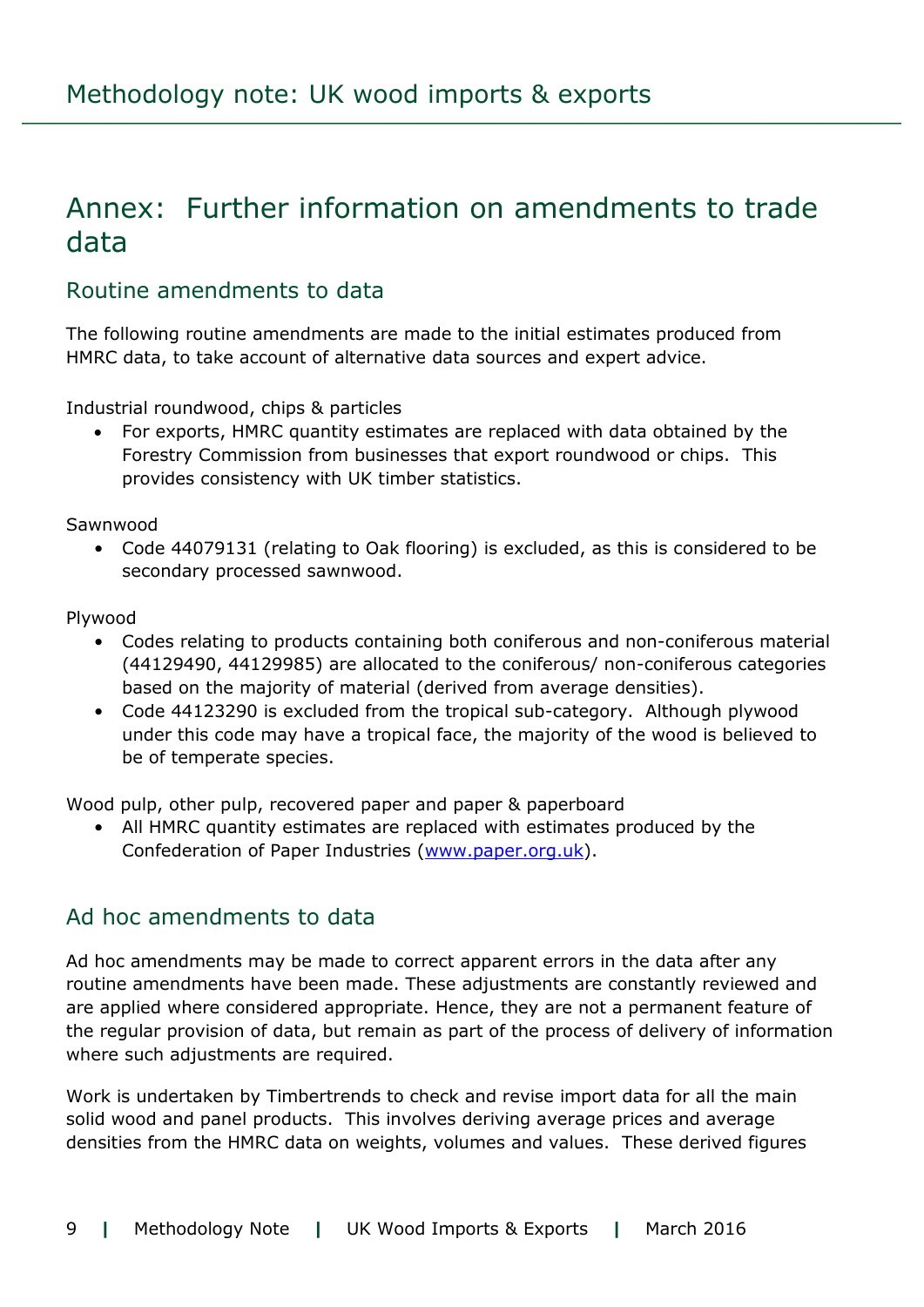# Annex: Further information on amendments to trade data

## Routine amendments to data

The following routine amendments are made to the initial estimates produced from HMRC data, to take account of alternative data sources and expert advice.

Industrial roundwood, chips & particles

- For exports, HMRC quantity estimates are replaced with data obtained by the Forestry Commission from businesses that export roundwood or chips. This provides consistency with UK timber statistics.

Sawnwood

- Code 44079131 (relating to Oak flooring) is excluded, as this is considered to be secondary processed sawnwood.

Plywood

- Codes relating to products containing both coniferous and non-coniferous material (44129490, 44129985) are allocated to the coniferous/ non-coniferous categories based on the majority of material (derived from average densities).
- Code 44123290 is excluded from the tropical sub-category. Although plywood under this code may have a tropical face, the majority of the wood is believed to be of temperate species.

Wood pulp, other pulp, recovered paper and paper & paperboard

- All HMRC quantity estimates are replaced with estimates produced by the Confederation of Paper Industries (www.paper.org.uk).

## Ad hoc amendments to data

Ad hoc amendments may be made to correct apparent errors in the data after any routine amendments have been made. These adjustments are constantly reviewed and are applied where considered appropriate. Hence, they are not a permanent feature of the regular provision of data, but remain as part of the process of delivery of information where such adjustments are required.

Work is undertaken by Timbertrends to check and revise import data for all the main solid wood and panel products. This involves deriving average prices and average densities from the HMRC data on weights, volumes and values. These derived figures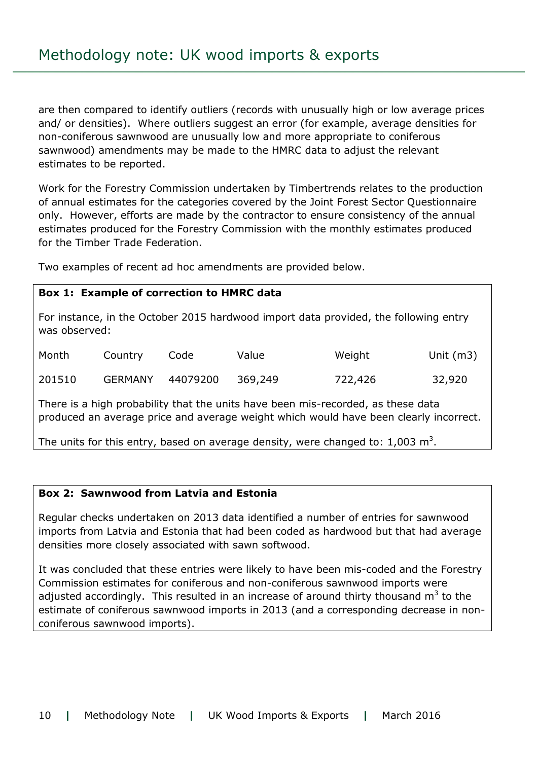are then compared to identify outliers (records with unusually high or low average prices and/ or densities). Where outliers suggest an error (for example, average densities for non-coniferous sawnwood are unusually low and more appropriate to coniferous sawnwood) amendments may be made to the HMRC data to adjust the relevant estimates to be reported.

Work for the Forestry Commission undertaken by Timbertrends relates to the production of annual estimates for the categories covered by the Joint Forest Sector Questionnaire only. However, efforts are made by the contractor to ensure consistency of the annual estimates produced for the Forestry Commission with the monthly estimates produced for the Timber Trade Federation.

Two examples of recent ad hoc amendments are provided below.

**Box 1: Example of correction to HMRC data**

For instance, in the October 2015 hardwood import data provided, the following entry was observed:

| Month | Country | Code | Value | Weight | Unit (m3) |
|---|---|---|---|---|---|
| 201510 | GERMANY | 44079200 | 369,249 | 722,426 | 32,920 |

There is a high probability that the units have been mis-recorded, as these data produced an average price and average weight which would have been clearly incorrect.

The units for this entry, based on average density, were changed to: 1,003 $m^3$.

**Box 2: Sawnwood from Latvia and Estonia**

Regular checks undertaken on 2013 data identified a number of entries for sawnwood imports from Latvia and Estonia that had been coded as hardwood but that had average densities more closely associated with sawn softwood.

It was concluded that these entries were likely to have been mis-coded and the Forestry Commission estimates for coniferous and non-coniferous sawnwood imports were adjusted accordingly. This resulted in an increase of around thirty thousand $m^3$ to the estimate of coniferous sawnwood imports in 2013 (and a corresponding decrease in non-coniferous sawnwood imports).